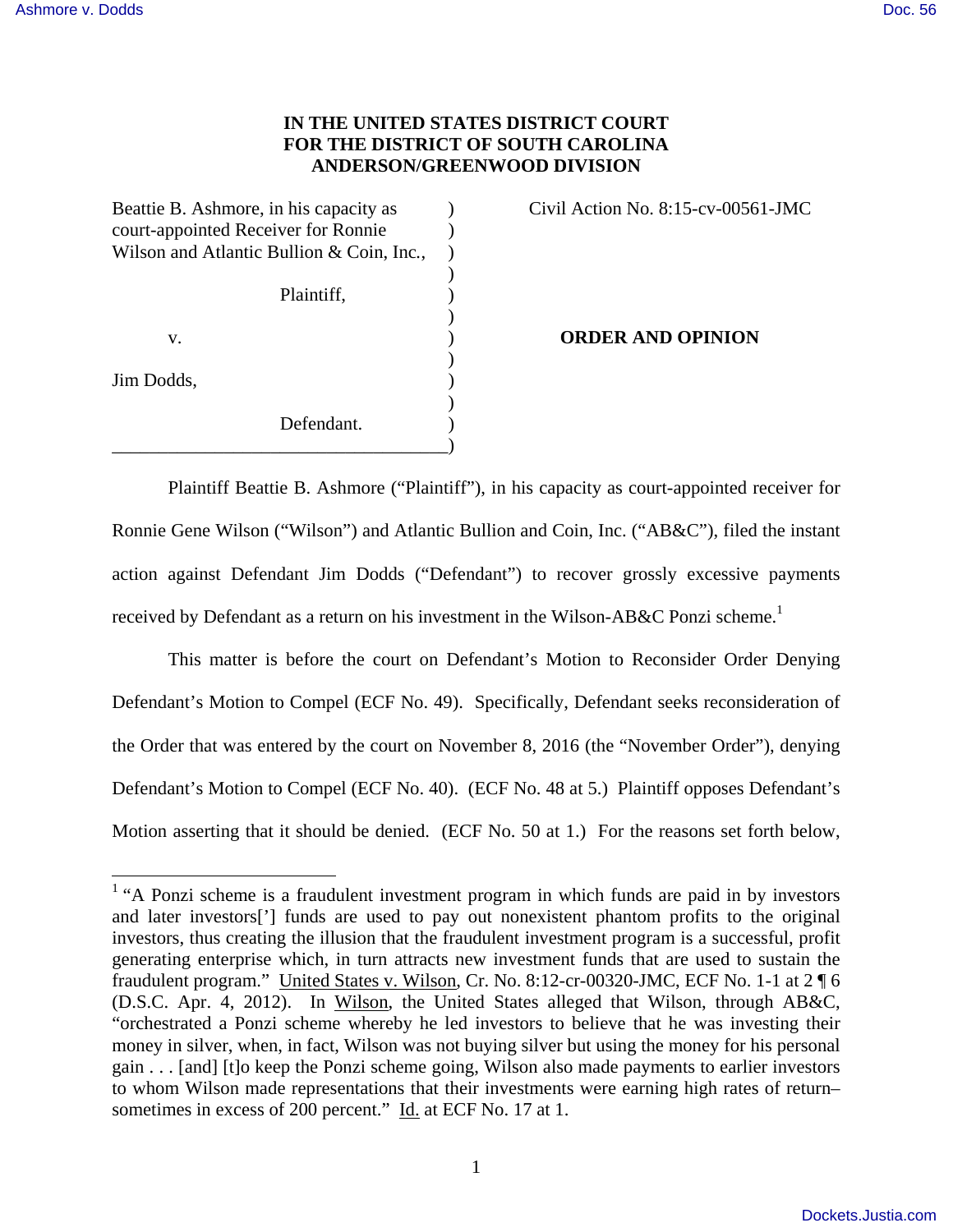**IN THE UNITED STATES DISTRICT COURT**
**FOR THE DISTRICT OF SOUTH CAROLINA**
**ANDERSON/GREENWOOD DIVISION**

| | | |
|---|---|---|
| Beattie B. Ashmore, in his capacity as court-appointed Receiver for Ronnie Wilson and Atlantic Bullion & Coin, Inc., | ) | Civil Action No. 8:15-cv-00561-JMC |
| Plaintiff, | ) | |
| v. | ) | **ORDER AND OPINION** |
| Jim Dodds, | ) | |
| Defendant. | ) | |

Plaintiff Beattie B. Ashmore ("Plaintiff"), in his capacity as court-appointed receiver for Ronnie Gene Wilson ("Wilson") and Atlantic Bullion and Coin, Inc. ("AB&C"), filed the instant action against Defendant Jim Dodds ("Defendant") to recover grossly excessive payments received by Defendant as a return on his investment in the Wilson-AB&C Ponzi scheme.[1]

This matter is before the court on Defendant's Motion to Reconsider Order Denying Defendant's Motion to Compel (ECF No. 49). Specifically, Defendant seeks reconsideration of the Order that was entered by the court on November 8, 2016 (the "November Order"), denying Defendant's Motion to Compel (ECF No. 40). (ECF No. 48 at 5.) Plaintiff opposes Defendant's Motion asserting that it should be denied. (ECF No. 50 at 1.) For the reasons set forth below,

---

[1] "A Ponzi scheme is a fraudulent investment program in which funds are paid in by investors and later investors['] funds are used to pay out nonexistent phantom profits to the original investors, thus creating the illusion that the fraudulent investment program is a successful, profit generating enterprise which, in turn attracts new investment funds that are used to sustain the fraudulent program." United States v. Wilson, Cr. No. 8:12-cr-00320-JMC, ECF No. 1-1 at 2 ¶ 6 (D.S.C. Apr. 4, 2012). In Wilson, the United States alleged that Wilson, through AB&C, "orchestrated a Ponzi scheme whereby he led investors to believe that he was investing their money in silver, when, in fact, Wilson was not buying silver but using the money for his personal gain . . . [and] [t]o keep the Ponzi scheme going, Wilson also made payments to earlier investors to whom Wilson made representations that their investments were earning high rates of return–sometimes in excess of 200 percent." Id. at ECF No. 17 at 1.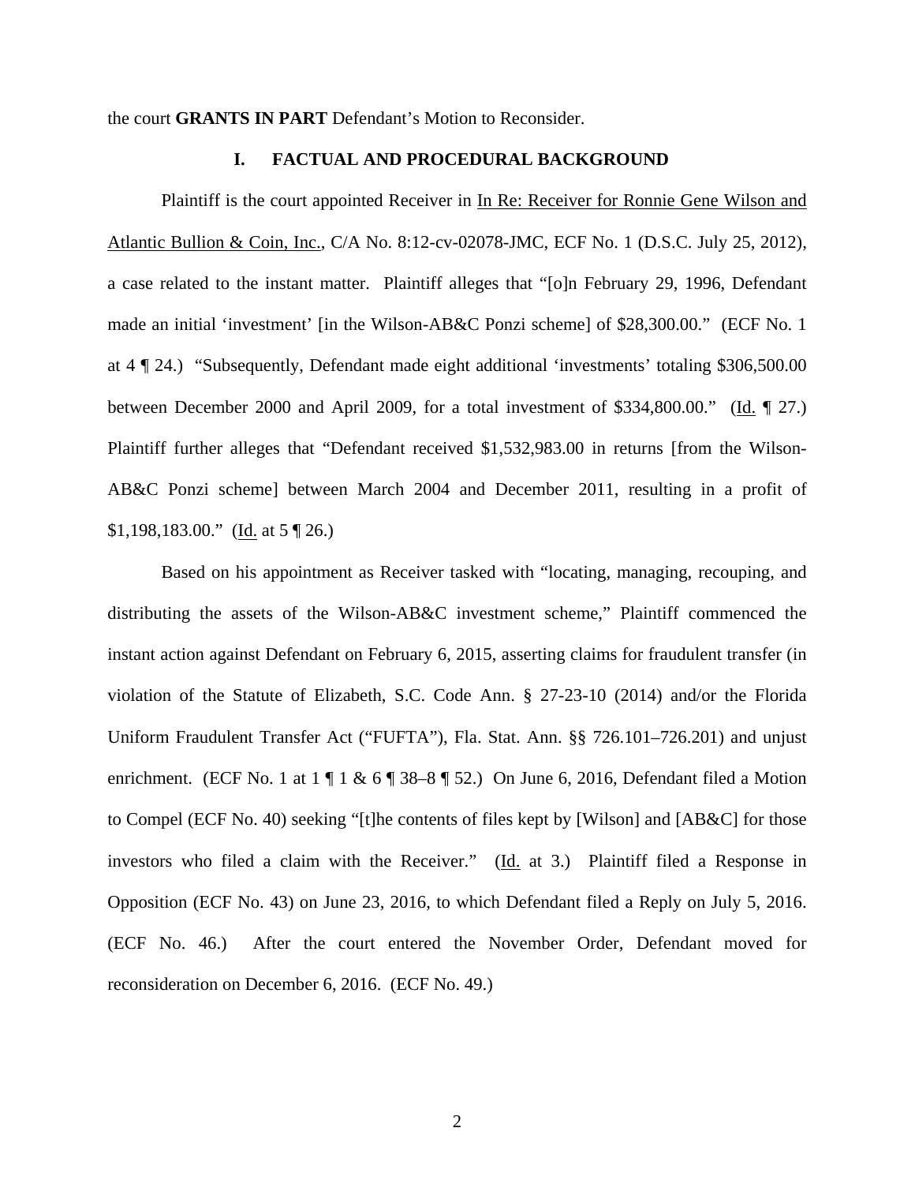the court **GRANTS IN PART** Defendant's Motion to Reconsider.

## I. FACTUAL AND PROCEDURAL BACKGROUND

Plaintiff is the court appointed Receiver in In Re: Receiver for Ronnie Gene Wilson and Atlantic Bullion & Coin, Inc., C/A No. 8:12-cv-02078-JMC, ECF No. 1 (D.S.C. July 25, 2012), a case related to the instant matter. Plaintiff alleges that "[o]n February 29, 1996, Defendant made an initial 'investment' [in the Wilson-AB&C Ponzi scheme] of $28,300.00." (ECF No. 1 at 4 ¶ 24.) "Subsequently, Defendant made eight additional 'investments' totaling $306,500.00 between December 2000 and April 2009, for a total investment of $334,800.00." (Id. ¶ 27.) Plaintiff further alleges that "Defendant received $1,532,983.00 in returns [from the Wilson-AB&C Ponzi scheme] between March 2004 and December 2011, resulting in a profit of $1,198,183.00." (Id. at 5 ¶ 26.)

Based on his appointment as Receiver tasked with "locating, managing, recouping, and distributing the assets of the Wilson-AB&C investment scheme," Plaintiff commenced the instant action against Defendant on February 6, 2015, asserting claims for fraudulent transfer (in violation of the Statute of Elizabeth, S.C. Code Ann. § 27-23-10 (2014) and/or the Florida Uniform Fraudulent Transfer Act ("FUFTA"), Fla. Stat. Ann. §§ 726.101–726.201) and unjust enrichment. (ECF No. 1 at 1 ¶ 1 & 6 ¶ 38–8 ¶ 52.) On June 6, 2016, Defendant filed a Motion to Compel (ECF No. 40) seeking "[t]he contents of files kept by [Wilson] and [AB&C] for those investors who filed a claim with the Receiver." (Id. at 3.) Plaintiff filed a Response in Opposition (ECF No. 43) on June 23, 2016, to which Defendant filed a Reply on July 5, 2016. (ECF No. 46.) After the court entered the November Order, Defendant moved for reconsideration on December 6, 2016. (ECF No. 49.)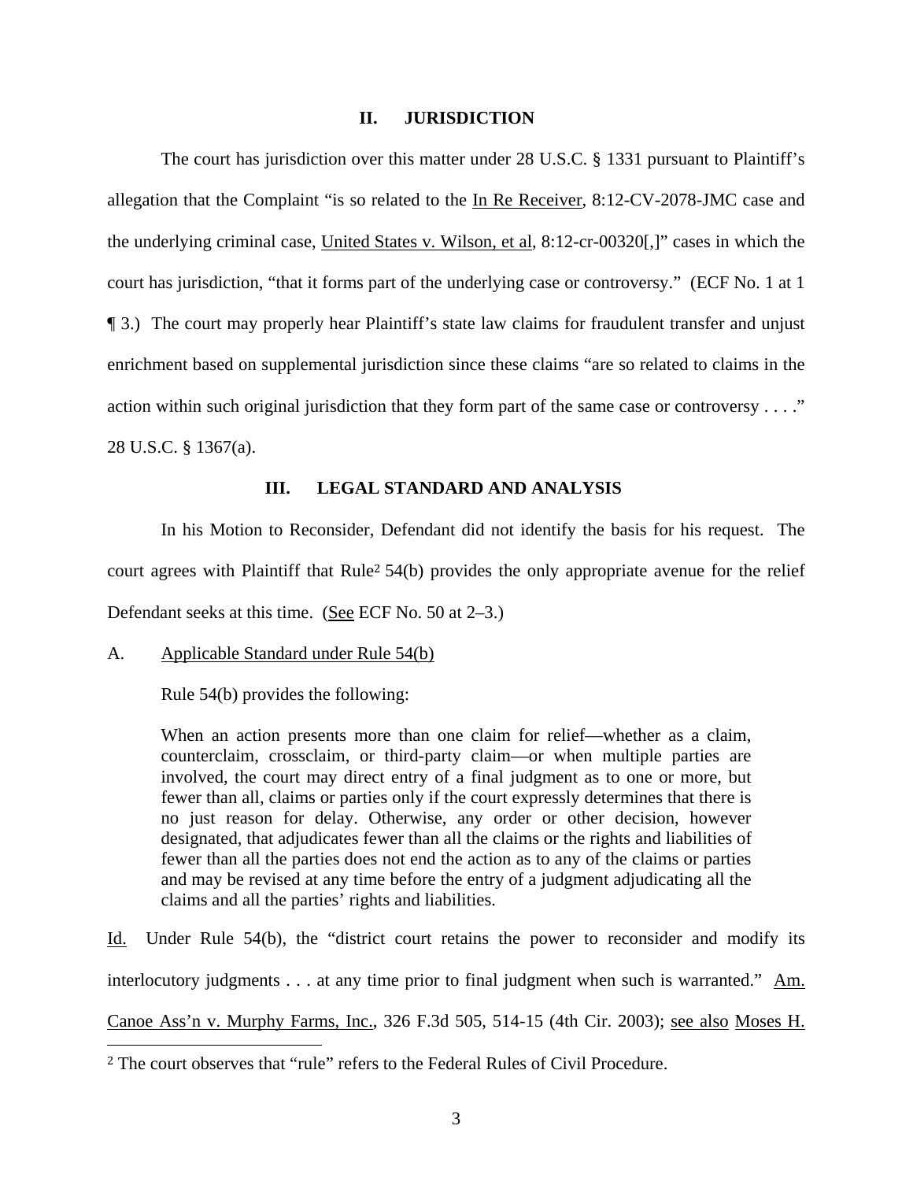## II. JURISDICTION

The court has jurisdiction over this matter under 28 U.S.C. § 1331 pursuant to Plaintiff's allegation that the Complaint "is so related to the In Re Receiver, 8:12-CV-2078-JMC case and the underlying criminal case, United States v. Wilson, et al, 8:12-cr-00320[,]" cases in which the court has jurisdiction, "that it forms part of the underlying case or controversy." (ECF No. 1 at 1 ¶ 3.) The court may properly hear Plaintiff's state law claims for fraudulent transfer and unjust enrichment based on supplemental jurisdiction since these claims "are so related to claims in the action within such original jurisdiction that they form part of the same case or controversy . . . ." 28 U.S.C. § 1367(a).

## III. LEGAL STANDARD AND ANALYSIS

In his Motion to Reconsider, Defendant did not identify the basis for his request. The court agrees with Plaintiff that Rule[2] 54(b) provides the only appropriate avenue for the relief Defendant seeks at this time. (See ECF No. 50 at 2–3.)

### A. Applicable Standard under Rule 54(b)

Rule 54(b) provides the following:

> When an action presents more than one claim for relief—whether as a claim, counterclaim, crossclaim, or third-party claim—or when multiple parties are involved, the court may direct entry of a final judgment as to one or more, but fewer than all, claims or parties only if the court expressly determines that there is no just reason for delay. Otherwise, any order or other decision, however designated, that adjudicates fewer than all the claims or the rights and liabilities of fewer than all the parties does not end the action as to any of the claims or parties and may be revised at any time before the entry of a judgment adjudicating all the claims and all the parties' rights and liabilities.

Id. Under Rule 54(b), the "district court retains the power to reconsider and modify its interlocutory judgments . . . at any time prior to final judgment when such is warranted." Am. Canoe Ass'n v. Murphy Farms, Inc., 326 F.3d 505, 514-15 (4th Cir. 2003); see also Moses H.

[2] The court observes that "rule" refers to the Federal Rules of Civil Procedure.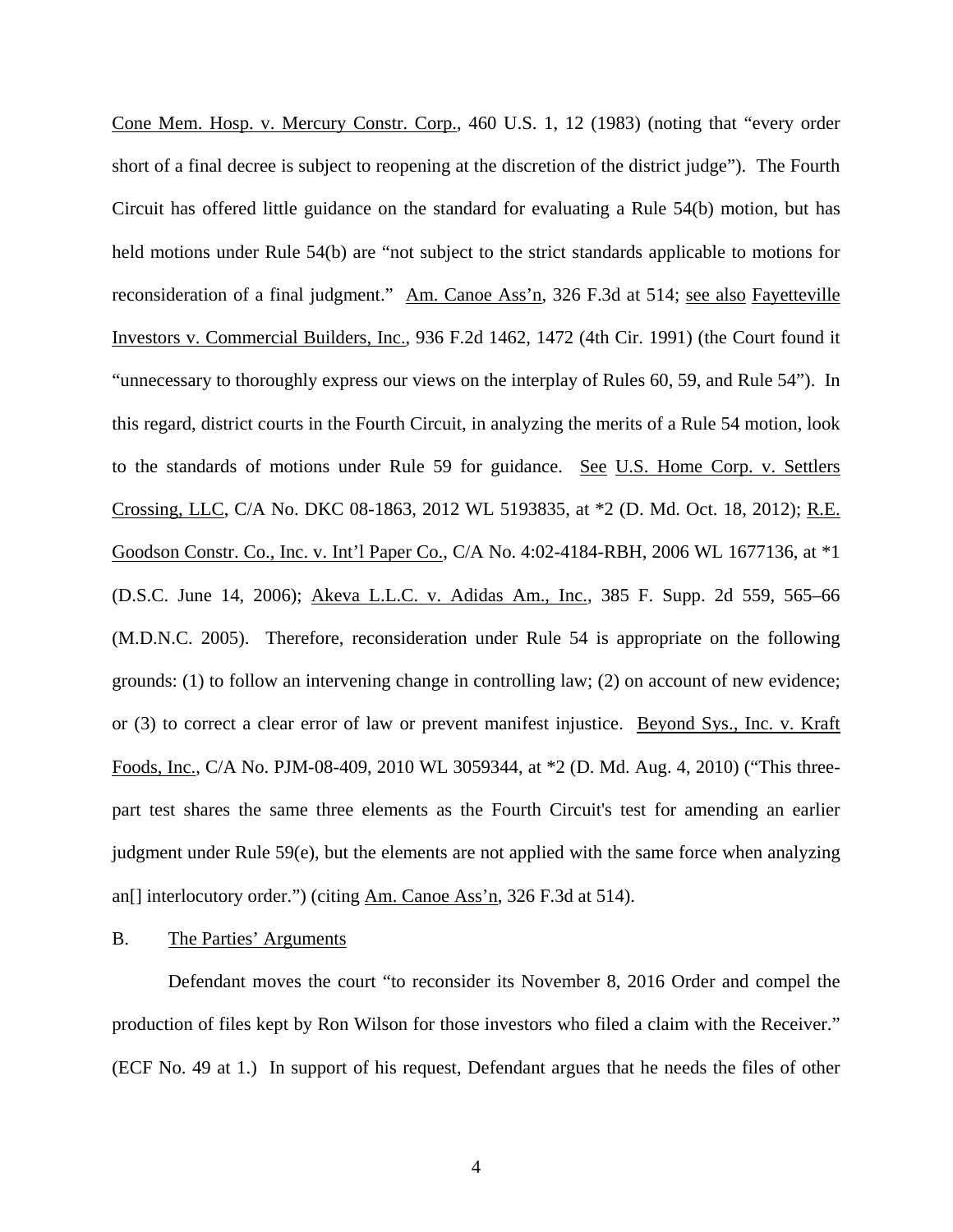Cone Mem. Hosp. v. Mercury Constr. Corp., 460 U.S. 1, 12 (1983) (noting that "every order short of a final decree is subject to reopening at the discretion of the district judge"). The Fourth Circuit has offered little guidance on the standard for evaluating a Rule 54(b) motion, but has held motions under Rule 54(b) are "not subject to the strict standards applicable to motions for reconsideration of a final judgment." Am. Canoe Ass'n, 326 F.3d at 514; see also Fayetteville Investors v. Commercial Builders, Inc., 936 F.2d 1462, 1472 (4th Cir. 1991) (the Court found it "unnecessary to thoroughly express our views on the interplay of Rules 60, 59, and Rule 54"). In this regard, district courts in the Fourth Circuit, in analyzing the merits of a Rule 54 motion, look to the standards of motions under Rule 59 for guidance. See U.S. Home Corp. v. Settlers Crossing, LLC, C/A No. DKC 08-1863, 2012 WL 5193835, at *2 (D. Md. Oct. 18, 2012); R.E. Goodson Constr. Co., Inc. v. Int'l Paper Co., C/A No. 4:02-4184-RBH, 2006 WL 1677136, at *1 (D.S.C. June 14, 2006); Akeva L.L.C. v. Adidas Am., Inc., 385 F. Supp. 2d 559, 565–66 (M.D.N.C. 2005). Therefore, reconsideration under Rule 54 is appropriate on the following grounds: (1) to follow an intervening change in controlling law; (2) on account of new evidence; or (3) to correct a clear error of law or prevent manifest injustice. Beyond Sys., Inc. v. Kraft Foods, Inc., C/A No. PJM-08-409, 2010 WL 3059344, at *2 (D. Md. Aug. 4, 2010) ("This three-part test shares the same three elements as the Fourth Circuit's test for amending an earlier judgment under Rule 59(e), but the elements are not applied with the same force when analyzing an[] interlocutory order.") (citing Am. Canoe Ass'n, 326 F.3d at 514).

B. The Parties' Arguments

Defendant moves the court "to reconsider its November 8, 2016 Order and compel the production of files kept by Ron Wilson for those investors who filed a claim with the Receiver." (ECF No. 49 at 1.) In support of his request, Defendant argues that he needs the files of other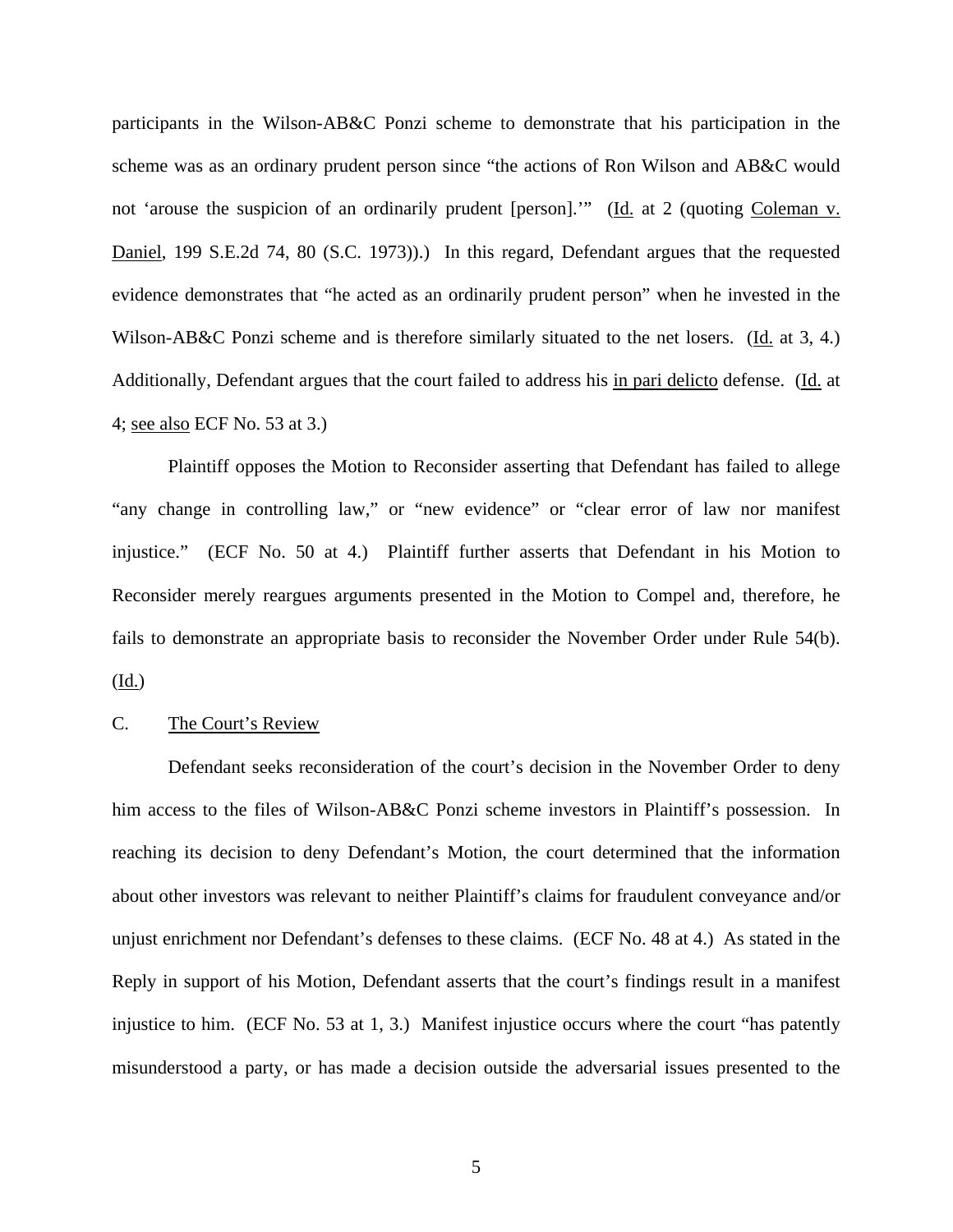participants in the Wilson-AB&C Ponzi scheme to demonstrate that his participation in the scheme was as an ordinary prudent person since "the actions of Ron Wilson and AB&C would not 'arouse the suspicion of an ordinarily prudent [person].'" (Id. at 2 (quoting Coleman v. Daniel, 199 S.E.2d 74, 80 (S.C. 1973)).) In this regard, Defendant argues that the requested evidence demonstrates that "he acted as an ordinarily prudent person" when he invested in the Wilson-AB&C Ponzi scheme and is therefore similarly situated to the net losers. (Id. at 3, 4.) Additionally, Defendant argues that the court failed to address his in pari delicto defense. (Id. at 4; see also ECF No. 53 at 3.)

Plaintiff opposes the Motion to Reconsider asserting that Defendant has failed to allege "any change in controlling law," or "new evidence" or "clear error of law nor manifest injustice." (ECF No. 50 at 4.) Plaintiff further asserts that Defendant in his Motion to Reconsider merely reargues arguments presented in the Motion to Compel and, therefore, he fails to demonstrate an appropriate basis to reconsider the November Order under Rule 54(b). (Id.)

C. The Court's Review

Defendant seeks reconsideration of the court's decision in the November Order to deny him access to the files of Wilson-AB&C Ponzi scheme investors in Plaintiff's possession. In reaching its decision to deny Defendant's Motion, the court determined that the information about other investors was relevant to neither Plaintiff's claims for fraudulent conveyance and/or unjust enrichment nor Defendant's defenses to these claims. (ECF No. 48 at 4.) As stated in the Reply in support of his Motion, Defendant asserts that the court's findings result in a manifest injustice to him. (ECF No. 53 at 1, 3.) Manifest injustice occurs where the court "has patently misunderstood a party, or has made a decision outside the adversarial issues presented to the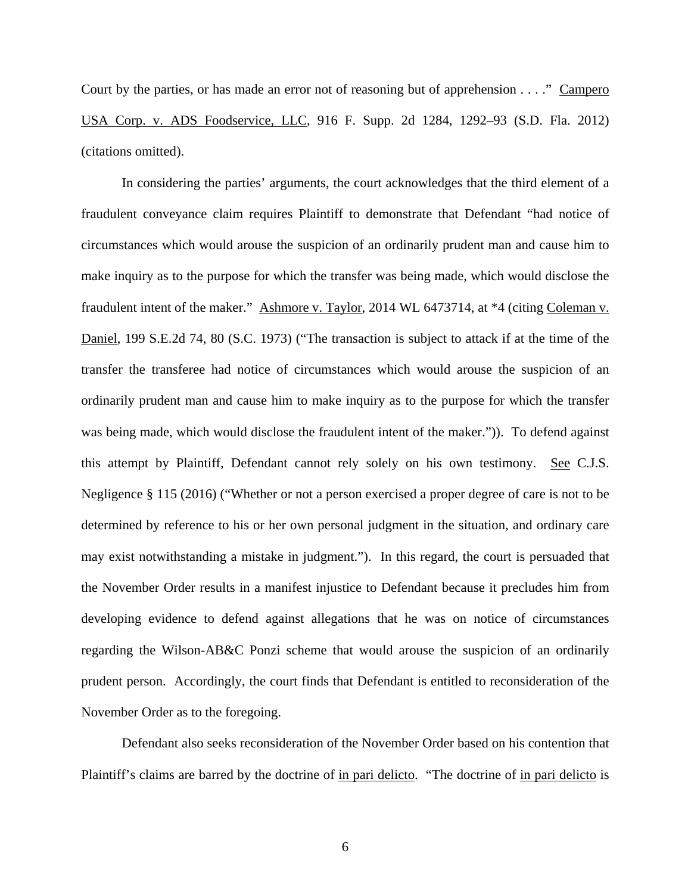Court by the parties, or has made an error not of reasoning but of apprehension . . . ." Campero USA Corp. v. ADS Foodservice, LLC, 916 F. Supp. 2d 1284, 1292–93 (S.D. Fla. 2012) (citations omitted).

In considering the parties' arguments, the court acknowledges that the third element of a fraudulent conveyance claim requires Plaintiff to demonstrate that Defendant "had notice of circumstances which would arouse the suspicion of an ordinarily prudent man and cause him to make inquiry as to the purpose for which the transfer was being made, which would disclose the fraudulent intent of the maker." Ashmore v. Taylor, 2014 WL 6473714, at *4 (citing Coleman v. Daniel, 199 S.E.2d 74, 80 (S.C. 1973) ("The transaction is subject to attack if at the time of the transfer the transferee had notice of circumstances which would arouse the suspicion of an ordinarily prudent man and cause him to make inquiry as to the purpose for which the transfer was being made, which would disclose the fraudulent intent of the maker.")). To defend against this attempt by Plaintiff, Defendant cannot rely solely on his own testimony. See C.J.S. Negligence § 115 (2016) ("Whether or not a person exercised a proper degree of care is not to be determined by reference to his or her own personal judgment in the situation, and ordinary care may exist notwithstanding a mistake in judgment."). In this regard, the court is persuaded that the November Order results in a manifest injustice to Defendant because it precludes him from developing evidence to defend against allegations that he was on notice of circumstances regarding the Wilson-AB&C Ponzi scheme that would arouse the suspicion of an ordinarily prudent person. Accordingly, the court finds that Defendant is entitled to reconsideration of the November Order as to the foregoing.

Defendant also seeks reconsideration of the November Order based on his contention that Plaintiff's claims are barred by the doctrine of in pari delicto. "The doctrine of in pari delicto is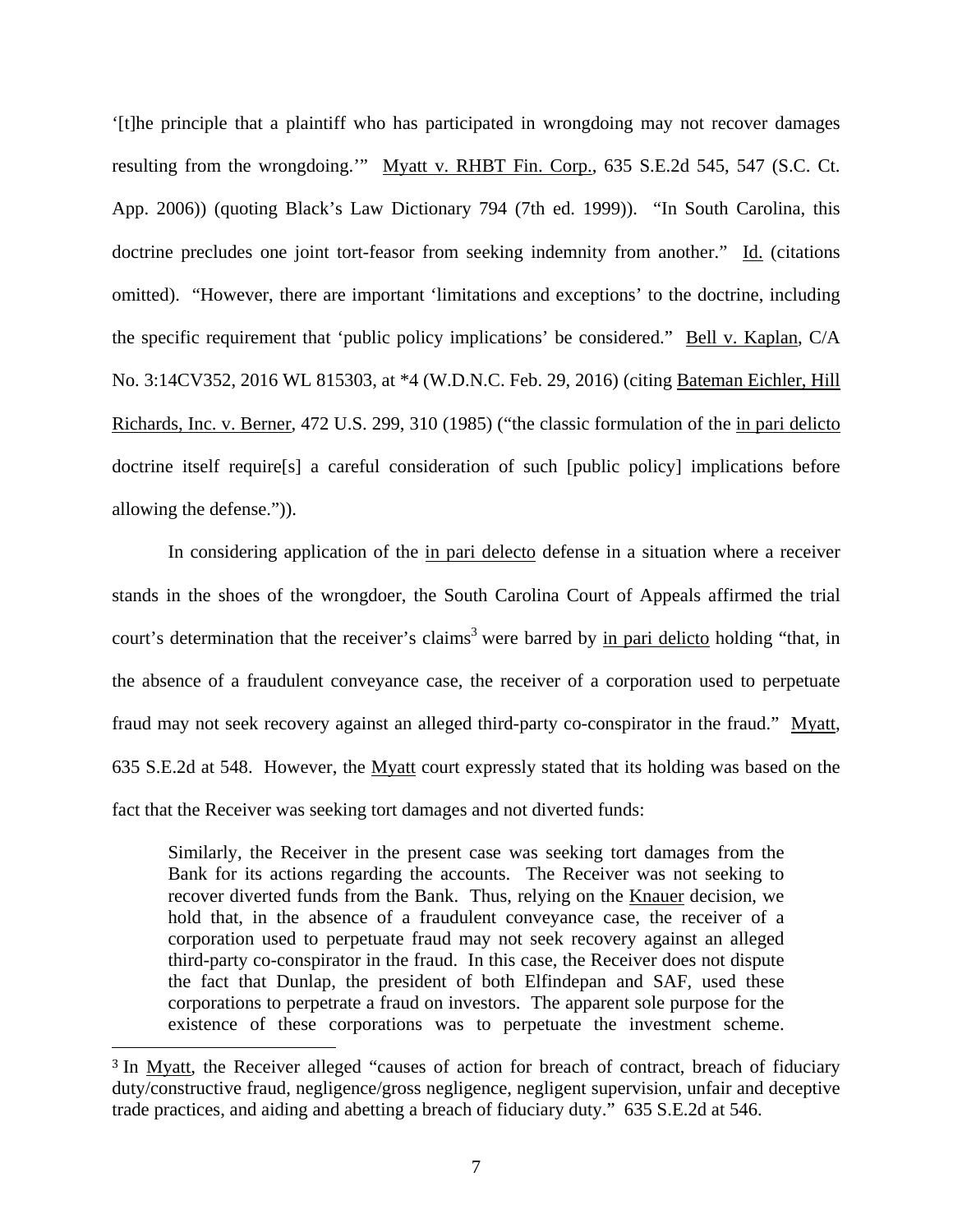'[t]he principle that a plaintiff who has participated in wrongdoing may not recover damages resulting from the wrongdoing.'" Myatt v. RHBT Fin. Corp., 635 S.E.2d 545, 547 (S.C. Ct. App. 2006)) (quoting Black's Law Dictionary 794 (7th ed. 1999)). "In South Carolina, this doctrine precludes one joint tort-feasor from seeking indemnity from another." Id. (citations omitted). "However, there are important 'limitations and exceptions' to the doctrine, including the specific requirement that 'public policy implications' be considered." Bell v. Kaplan, C/A No. 3:14CV352, 2016 WL 815303, at *4 (W.D.N.C. Feb. 29, 2016) (citing Bateman Eichler, Hill Richards, Inc. v. Berner, 472 U.S. 299, 310 (1985) ("the classic formulation of the in pari delicto doctrine itself require[s] a careful consideration of such [public policy] implications before allowing the defense.")).

In considering application of the in pari delecto defense in a situation where a receiver stands in the shoes of the wrongdoer, the South Carolina Court of Appeals affirmed the trial court's determination that the receiver's claims[3] were barred by in pari delicto holding "that, in the absence of a fraudulent conveyance case, the receiver of a corporation used to perpetuate fraud may not seek recovery against an alleged third-party co-conspirator in the fraud." Myatt, 635 S.E.2d at 548. However, the Myatt court expressly stated that its holding was based on the fact that the Receiver was seeking tort damages and not diverted funds:

> Similarly, the Receiver in the present case was seeking tort damages from the Bank for its actions regarding the accounts. The Receiver was not seeking to recover diverted funds from the Bank. Thus, relying on the Knauer decision, we hold that, in the absence of a fraudulent conveyance case, the receiver of a corporation used to perpetuate fraud may not seek recovery against an alleged third-party co-conspirator in the fraud. In this case, the Receiver does not dispute the fact that Dunlap, the president of both Elfindepan and SAF, used these corporations to perpetrate a fraud on investors. The apparent sole purpose for the existence of these corporations was to perpetuate the investment scheme.

---

[3] In Myatt, the Receiver alleged "causes of action for breach of contract, breach of fiduciary duty/constructive fraud, negligence/gross negligence, negligent supervision, unfair and deceptive trade practices, and aiding and abetting a breach of fiduciary duty." 635 S.E.2d at 546.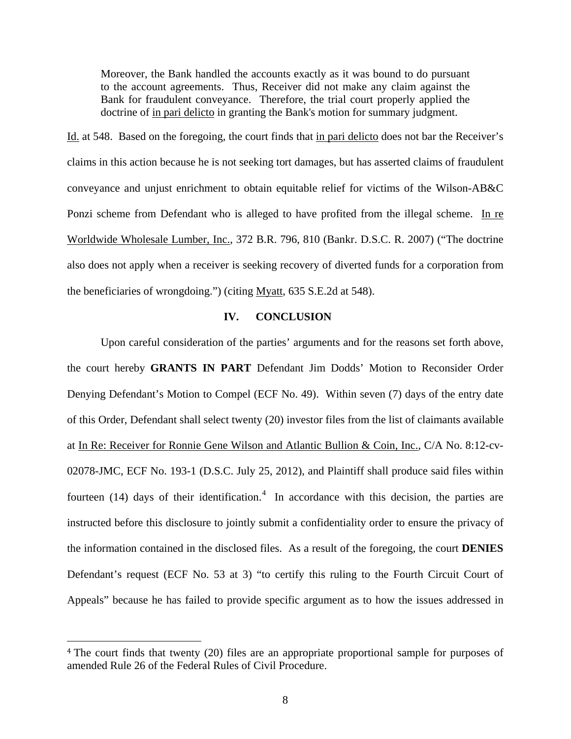> Moreover, the Bank handled the accounts exactly as it was bound to do pursuant to the account agreements. Thus, Receiver did not make any claim against the Bank for fraudulent conveyance. Therefore, the trial court properly applied the doctrine of in pari delicto in granting the Bank's motion for summary judgment.

Id. at 548. Based on the foregoing, the court finds that in pari delicto does not bar the Receiver's claims in this action because he is not seeking tort damages, but has asserted claims of fraudulent conveyance and unjust enrichment to obtain equitable relief for victims of the Wilson-AB&C Ponzi scheme from Defendant who is alleged to have profited from the illegal scheme. In re Worldwide Wholesale Lumber, Inc., 372 B.R. 796, 810 (Bankr. D.S.C. R. 2007) ("The doctrine also does not apply when a receiver is seeking recovery of diverted funds for a corporation from the beneficiaries of wrongdoing.") (citing Myatt, 635 S.E.2d at 548).

## IV. CONCLUSION

Upon careful consideration of the parties' arguments and for the reasons set forth above, the court hereby **GRANTS IN PART** Defendant Jim Dodds' Motion to Reconsider Order Denying Defendant's Motion to Compel (ECF No. 49). Within seven (7) days of the entry date of this Order, Defendant shall select twenty (20) investor files from the list of claimants available at In Re: Receiver for Ronnie Gene Wilson and Atlantic Bullion & Coin, Inc., C/A No. 8:12-cv-02078-JMC, ECF No. 193-1 (D.S.C. July 25, 2012), and Plaintiff shall produce said files within fourteen (14) days of their identification.[4] In accordance with this decision, the parties are instructed before this disclosure to jointly submit a confidentiality order to ensure the privacy of the information contained in the disclosed files. As a result of the foregoing, the court **DENIES** Defendant's request (ECF No. 53 at 3) "to certify this ruling to the Fourth Circuit Court of Appeals" because he has failed to provide specific argument as to how the issues addressed in

[4] The court finds that twenty (20) files are an appropriate proportional sample for purposes of amended Rule 26 of the Federal Rules of Civil Procedure.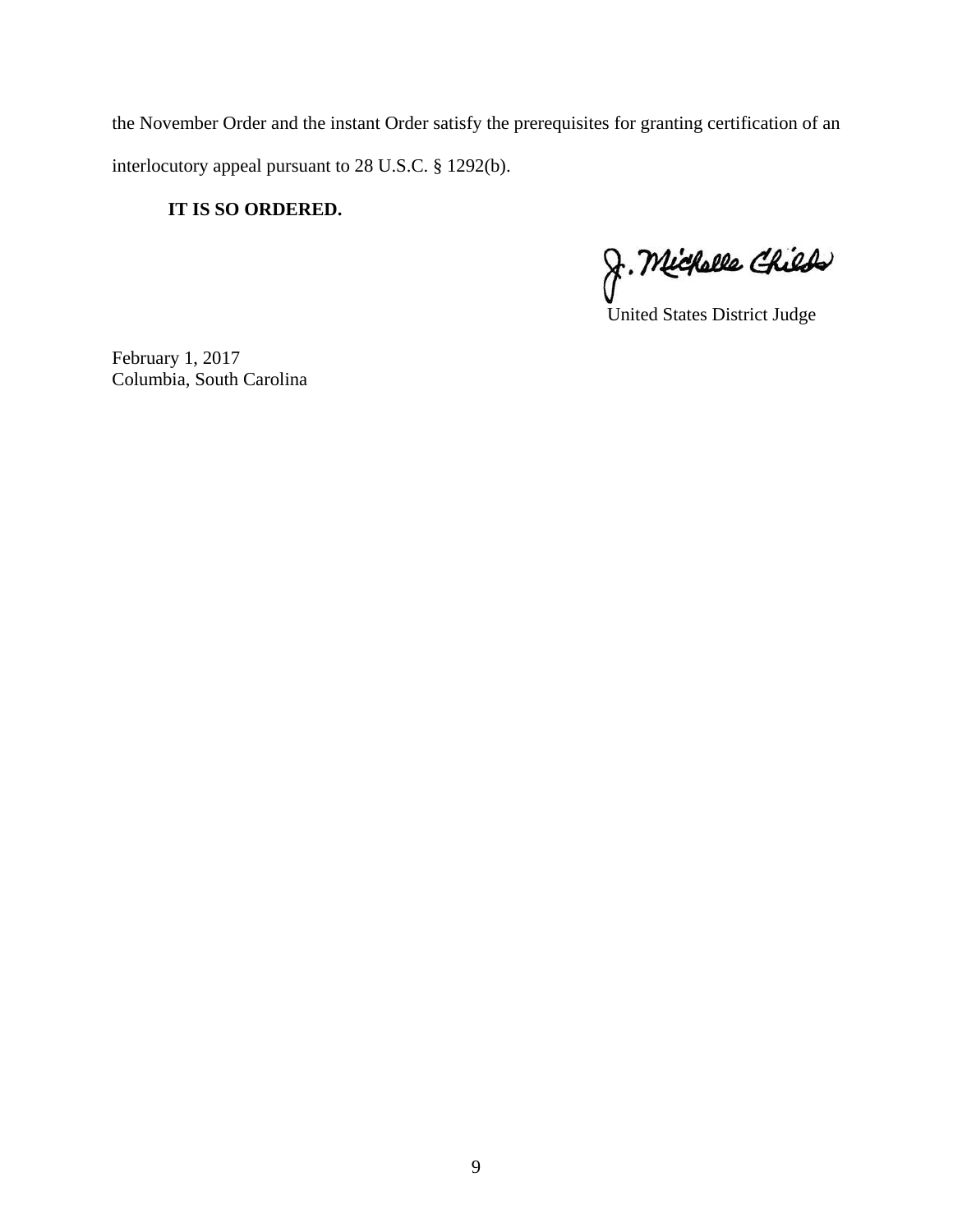the November Order and the instant Order satisfy the prerequisites for granting certification of an interlocutory appeal pursuant to 28 U.S.C. § 1292(b).

**IT IS SO ORDERED.**

J. Michelle Childs

United States District Judge

February 1, 2017
Columbia, South Carolina